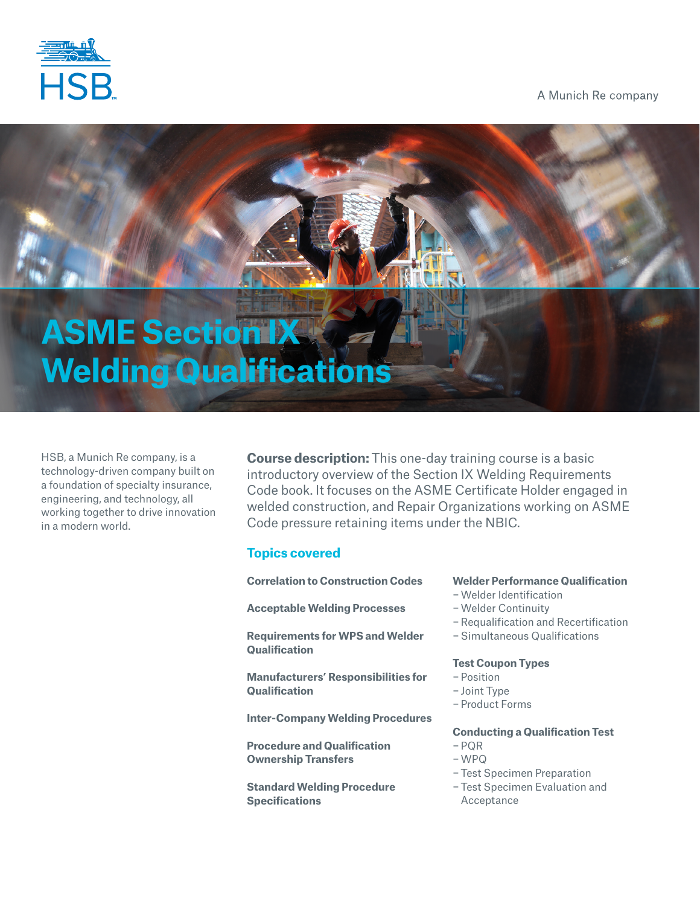HSB

A Munich Re company

# ASME Section IX Welding Qualifications

HSB, a Munich Re company, is a technology-driven company built on a foundation of specialty insurance, engineering, and technology, all working together to drive innovation in a modern world.

**Course description:** This one-day training course is a basic introductory overview of the Section IX Welding Requirements Code book. It focuses on the ASME Certificate Holder engaged in welded construction, and Repair Organizations working on ASME Code pressure retaining items under the NBIC.

## Topics covered

**Correlation to Construction Codes**

**Acceptable Welding Processes**

**Requirements for WPS and Welder Qualification**

**Manufacturers' Responsibilities for Qualification**

**Inter-Company Welding Procedures**

**Procedure and Qualification Ownership Transfers**

**Standard Welding Procedure Specifications**

**Welder Performance Qualification**
- Welder Identification
- Welder Continuity
- Requalification and Recertification
- Simultaneous Qualifications

**Test Coupon Types**
- Position
- Joint Type
- Product Forms

**Conducting a Qualification Test**
- PQR
- WPQ
- Test Specimen Preparation
- Test Specimen Evaluation and Acceptance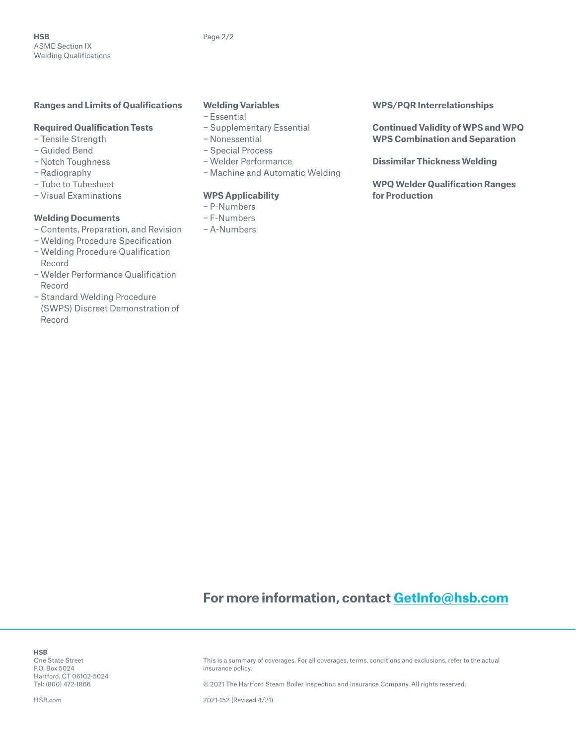**Ranges and Limits of Qualifications**

**Required Qualification Tests**

- Tensile Strength
- Guided Bend
- Notch Toughness
- Radiography
- Tube to Tubesheet
- Visual Examinations

**Welding Documents**

- Contents, Preparation, and Revision
- Welding Procedure Specification
- Welding Procedure Qualification Record
- Welder Performance Qualification Record
- Standard Welding Procedure (SWPS) Discreet Demonstration of Record

**Welding Variables**

- Essential
- Supplementary Essential
- Nonessential
- Special Process
- Welder Performance
- Machine and Automatic Welding

**WPS Applicability**

- P-Numbers
- F-Numbers
- A-Numbers

**WPS/PQR Interrelationships**

**Continued Validity of WPS and WPQ**
**WPS Combination and Separation**

**Dissimilar Thickness Welding**

**WPQ Welder Qualification Ranges for Production**

## For more information, contact GetInfo@hsb.com

**HSB**
One State Street
P.O. Box 5024
Hartford, CT 06102-5024
Tel: (800) 472-1866

HSB.com

This is a summary of coverages. For all coverages, terms, conditions and exclusions, refer to the actual insurance policy.

© 2021 The Hartford Steam Boiler Inspection and Insurance Company. All rights reserved.

2021-152 (Revised 4/21)